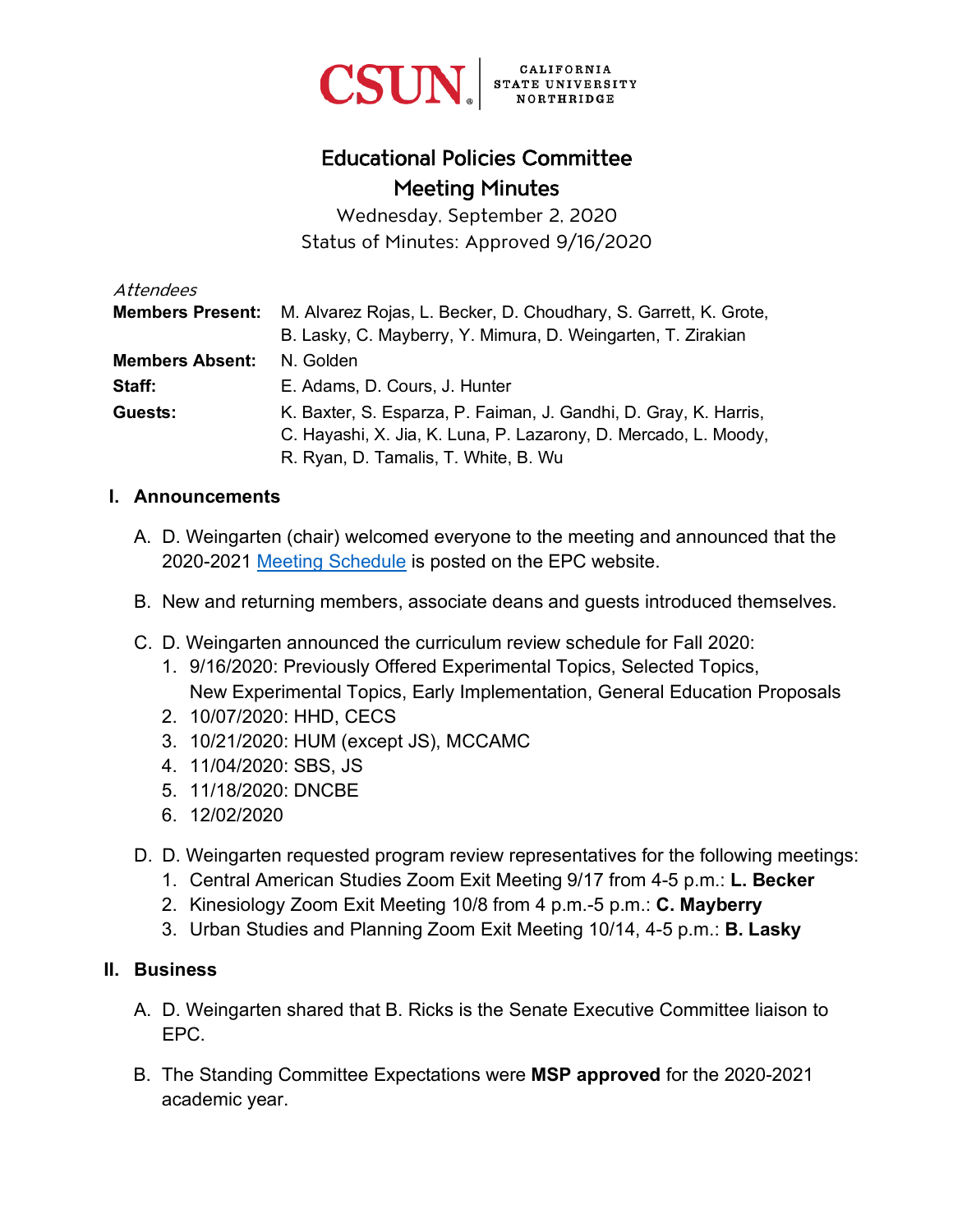CSUN CALIFORNIA STATE UNIVERSITY NORTHRIDGE

# Educational Policies Committee
# Meeting Minutes

Wednesday, September 2, 2020
Status of Minutes: Approved 9/16/2020

*Attendees*

| | |
|---|---|
| **Members Present:** | M. Alvarez Rojas, L. Becker, D. Choudhary, S. Garrett, K. Grote, B. Lasky, C. Mayberry, Y. Mimura, D. Weingarten, T. Zirakian |
| **Members Absent:** | N. Golden |
| **Staff:** | E. Adams, D. Cours, J. Hunter |
| **Guests:** | K. Baxter, S. Esparza, P. Faiman, J. Gandhi, D. Gray, K. Harris, C. Hayashi, X. Jia, K. Luna, P. Lazarony, D. Mercado, L. Moody, R. Ryan, D. Tamalis, T. White, B. Wu |

## I. Announcements

A. D. Weingarten (chair) welcomed everyone to the meeting and announced that the 2020-2021 Meeting Schedule is posted on the EPC website.

B. New and returning members, associate deans and guests introduced themselves.

C. D. Weingarten announced the curriculum review schedule for Fall 2020:
   1. 9/16/2020: Previously Offered Experimental Topics, Selected Topics, New Experimental Topics, Early Implementation, General Education Proposals
   2. 10/07/2020: HHD, CECS
   3. 10/21/2020: HUM (except JS), MCCAMC
   4. 11/04/2020: SBS, JS
   5. 11/18/2020: DNCBE
   6. 12/02/2020

D. D. Weingarten requested program review representatives for the following meetings:
   1. Central American Studies Zoom Exit Meeting 9/17 from 4-5 p.m.: **L. Becker**
   2. Kinesiology Zoom Exit Meeting 10/8 from 4 p.m.-5 p.m.: **C. Mayberry**
   3. Urban Studies and Planning Zoom Exit Meeting 10/14, 4-5 p.m.: **B. Lasky**

## II. Business

A. D. Weingarten shared that B. Ricks is the Senate Executive Committee liaison to EPC.

B. The Standing Committee Expectations were **MSP approved** for the 2020-2021 academic year.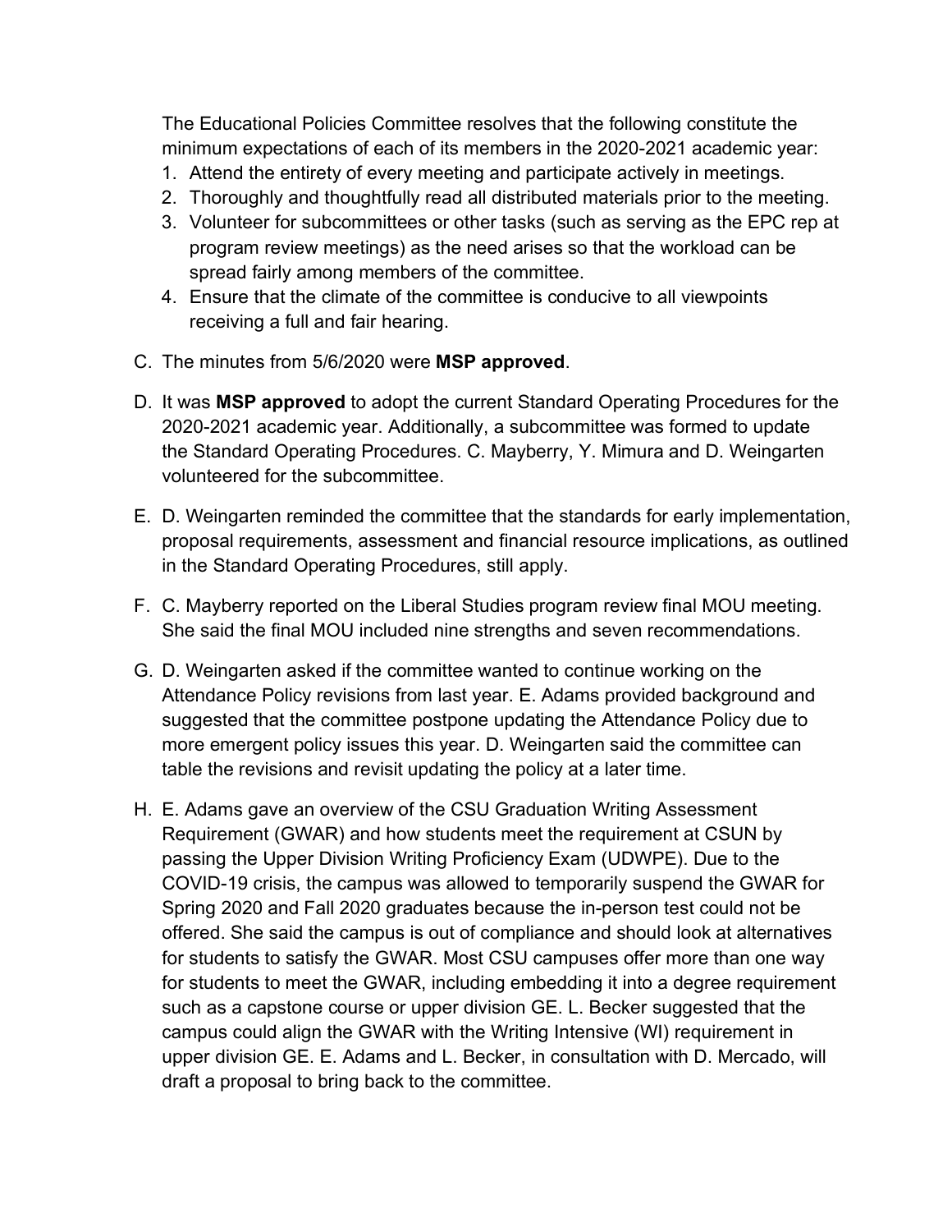The Educational Policies Committee resolves that the following constitute the minimum expectations of each of its members in the 2020-2021 academic year:

1. Attend the entirety of every meeting and participate actively in meetings.
2. Thoroughly and thoughtfully read all distributed materials prior to the meeting.
3. Volunteer for subcommittees or other tasks (such as serving as the EPC rep at program review meetings) as the need arises so that the workload can be spread fairly among members of the committee.
4. Ensure that the climate of the committee is conducive to all viewpoints receiving a full and fair hearing.

C. The minutes from 5/6/2020 were **MSP approved**.

D. It was **MSP approved** to adopt the current Standard Operating Procedures for the 2020-2021 academic year. Additionally, a subcommittee was formed to update the Standard Operating Procedures. C. Mayberry, Y. Mimura and D. Weingarten volunteered for the subcommittee.

E. D. Weingarten reminded the committee that the standards for early implementation, proposal requirements, assessment and financial resource implications, as outlined in the Standard Operating Procedures, still apply.

F. C. Mayberry reported on the Liberal Studies program review final MOU meeting. She said the final MOU included nine strengths and seven recommendations.

G. D. Weingarten asked if the committee wanted to continue working on the Attendance Policy revisions from last year. E. Adams provided background and suggested that the committee postpone updating the Attendance Policy due to more emergent policy issues this year. D. Weingarten said the committee can table the revisions and revisit updating the policy at a later time.

H. E. Adams gave an overview of the CSU Graduation Writing Assessment Requirement (GWAR) and how students meet the requirement at CSUN by passing the Upper Division Writing Proficiency Exam (UDWPE). Due to the COVID-19 crisis, the campus was allowed to temporarily suspend the GWAR for Spring 2020 and Fall 2020 graduates because the in-person test could not be offered. She said the campus is out of compliance and should look at alternatives for students to satisfy the GWAR. Most CSU campuses offer more than one way for students to meet the GWAR, including embedding it into a degree requirement such as a capstone course or upper division GE. L. Becker suggested that the campus could align the GWAR with the Writing Intensive (WI) requirement in upper division GE. E. Adams and L. Becker, in consultation with D. Mercado, will draft a proposal to bring back to the committee.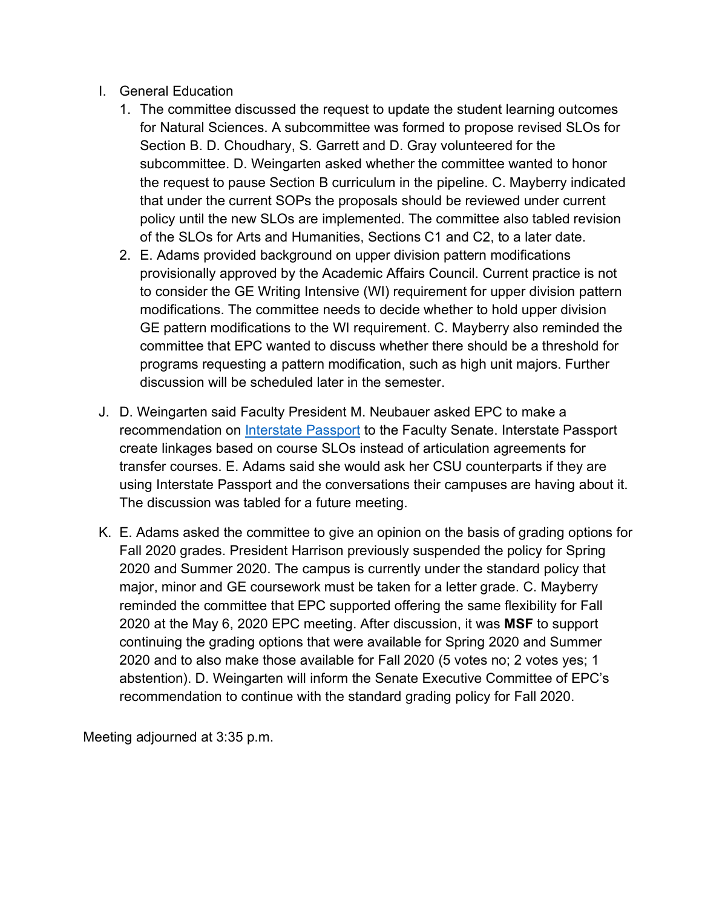I. General Education
   1. The committee discussed the request to update the student learning outcomes for Natural Sciences. A subcommittee was formed to propose revised SLOs for Section B. D. Choudhary, S. Garrett and D. Gray volunteered for the subcommittee. D. Weingarten asked whether the committee wanted to honor the request to pause Section B curriculum in the pipeline. C. Mayberry indicated that under the current SOPs the proposals should be reviewed under current policy until the new SLOs are implemented. The committee also tabled revision of the SLOs for Arts and Humanities, Sections C1 and C2, to a later date.
   2. E. Adams provided background on upper division pattern modifications provisionally approved by the Academic Affairs Council. Current practice is not to consider the GE Writing Intensive (WI) requirement for upper division pattern modifications. The committee needs to decide whether to hold upper division GE pattern modifications to the WI requirement. C. Mayberry also reminded the committee that EPC wanted to discuss whether there should be a threshold for programs requesting a pattern modification, such as high unit majors. Further discussion will be scheduled later in the semester.

J. D. Weingarten said Faculty President M. Neubauer asked EPC to make a recommendation on [Interstate Passport] to the Faculty Senate. Interstate Passport create linkages based on course SLOs instead of articulation agreements for transfer courses. E. Adams said she would ask her CSU counterparts if they are using Interstate Passport and the conversations their campuses are having about it. The discussion was tabled for a future meeting.

K. E. Adams asked the committee to give an opinion on the basis of grading options for Fall 2020 grades. President Harrison previously suspended the policy for Spring 2020 and Summer 2020. The campus is currently under the standard policy that major, minor and GE coursework must be taken for a letter grade. C. Mayberry reminded the committee that EPC supported offering the same flexibility for Fall 2020 at the May 6, 2020 EPC meeting. After discussion, it was **MSF** to support continuing the grading options that were available for Spring 2020 and Summer 2020 and to also make those available for Fall 2020 (5 votes no; 2 votes yes; 1 abstention). D. Weingarten will inform the Senate Executive Committee of EPC's recommendation to continue with the standard grading policy for Fall 2020.

Meeting adjourned at 3:35 p.m.